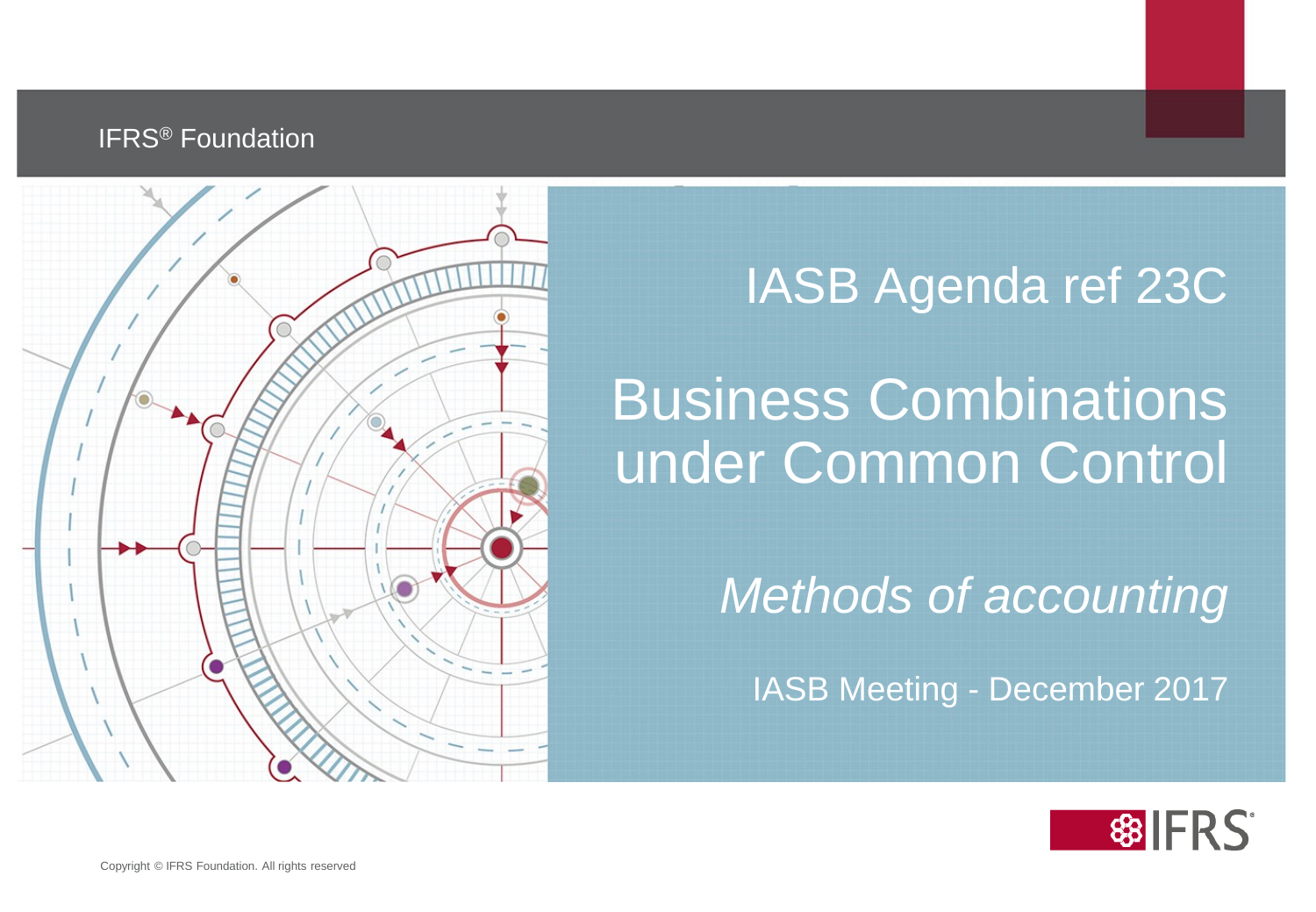IFRS® Foundation

# IASB Agenda ref 23C

# Business Combinations under Common Control

*Methods of accounting*

IASB Meeting - December 2017

Copyright © IFRS Foundation. All rights reserved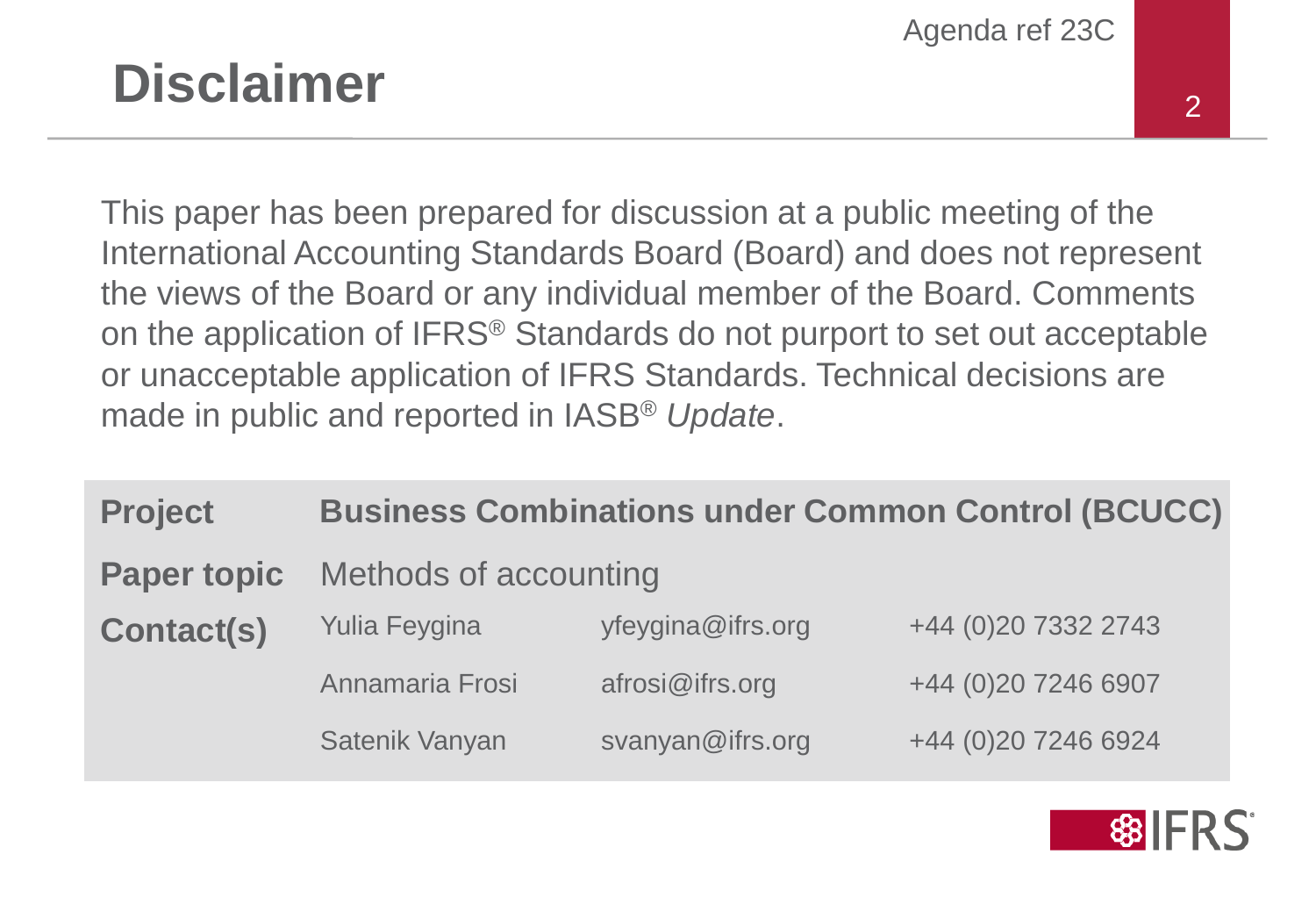# Disclaimer

This paper has been prepared for discussion at a public meeting of the International Accounting Standards Board (Board) and does not represent the views of the Board or any individual member of the Board. Comments on the application of IFRS® Standards do not purport to set out acceptable or unacceptable application of IFRS Standards. Technical decisions are made in public and reported in IASB® *Update*.

| **Project** | **Business Combinations under Common Control (BCUCC)** | | |
|---|---|---|---|
| **Paper topic** | Methods of accounting | | |
| **Contact(s)** | Yulia Feygina | yfeygina@ifrs.org | +44 (0)20 7332 2743 |
| | Annamaria Frosi | afrosi@ifrs.org | +44 (0)20 7246 6907 |
| | Satenik Vanyan | svanyan@ifrs.org | +44 (0)20 7246 6924 |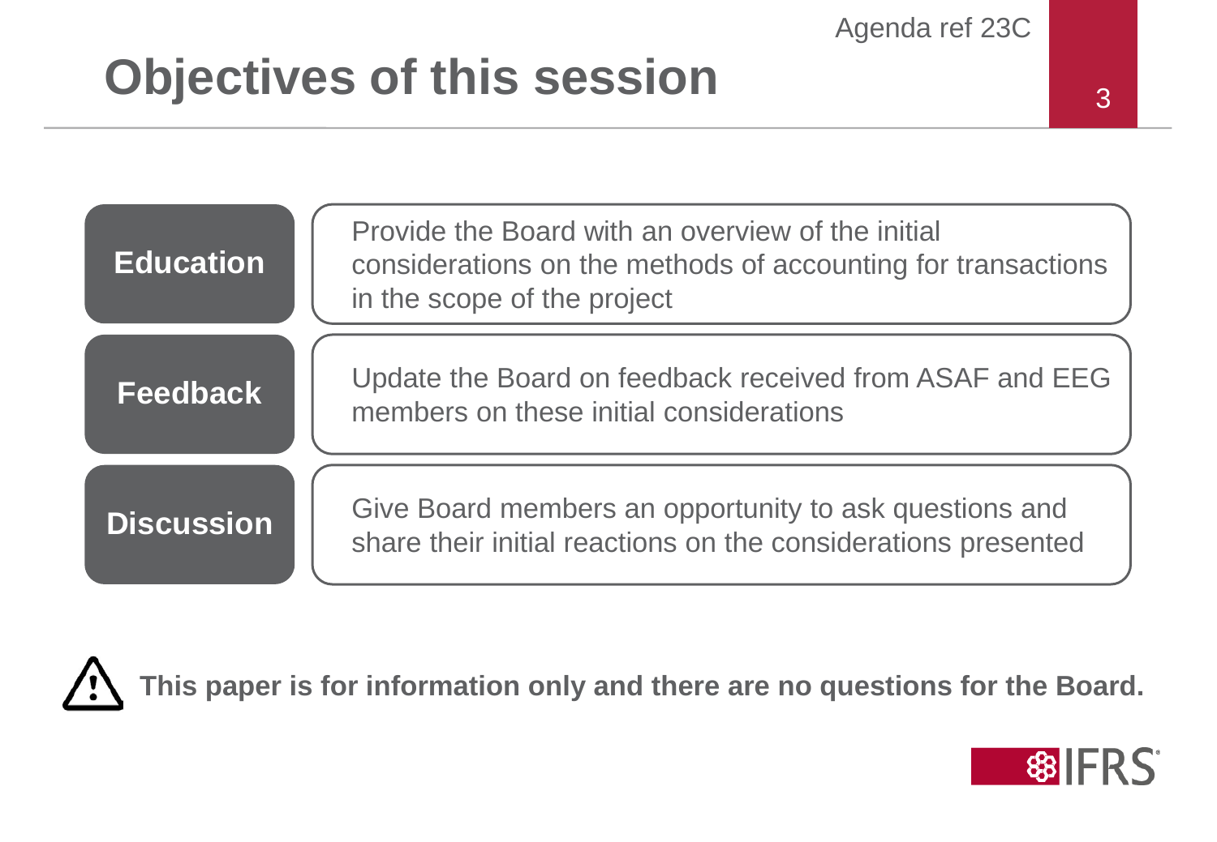# Objectives of this session

| | |
|---|---|
| **Education** | Provide the Board with an overview of the initial considerations on the methods of accounting for transactions in the scope of the project |
| **Feedback** | Update the Board on feedback received from ASAF and EEG members on these initial considerations |
| **Discussion** | Give Board members an opportunity to ask questions and share their initial reactions on the considerations presented |

⚠ **This paper is for information only and there are no questions for the Board.**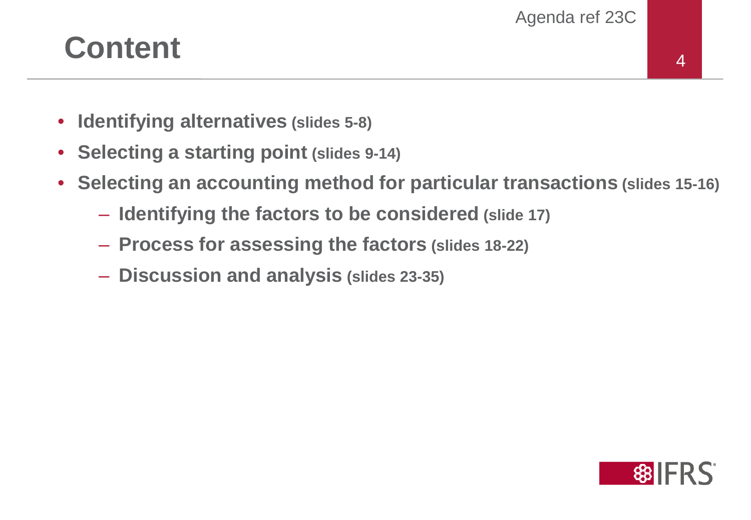# Content

- **Identifying alternatives (slides 5-8)**
- **Selecting a starting point (slides 9-14)**
- **Selecting an accounting method for particular transactions (slides 15-16)**
  - **Identifying the factors to be considered (slide 17)**
  - **Process for assessing the factors (slides 18-22)**
  - **Discussion and analysis (slides 23-35)**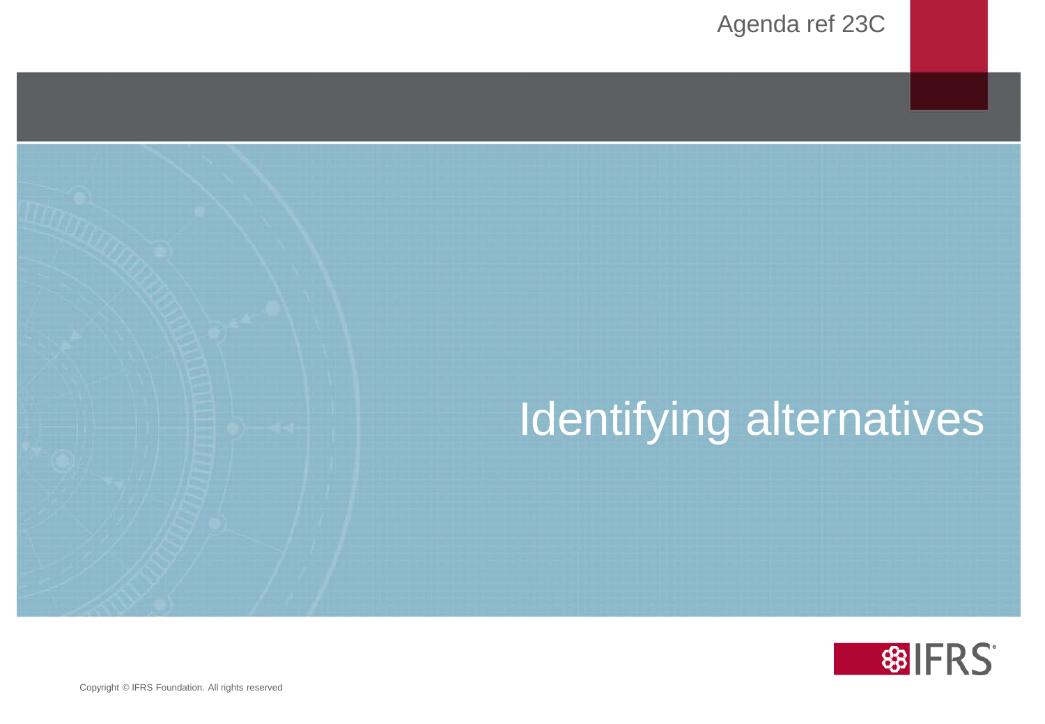# Identifying alternatives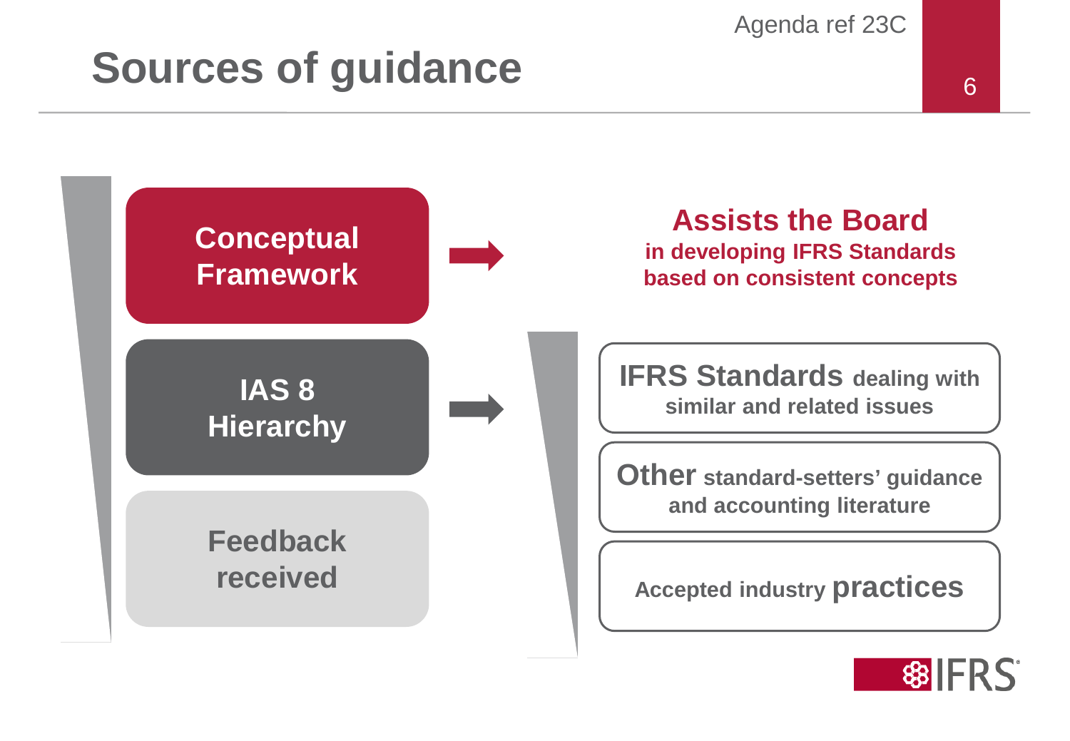# Sources of guidance

**Conceptual Framework** → **Assists the Board** in developing IFRS Standards based on consistent concepts

**IAS 8 Hierarchy** →

- **IFRS Standards** dealing with similar and related issues
- **Other** standard-setters' guidance and accounting literature
- Accepted industry **practices**

**Feedback received**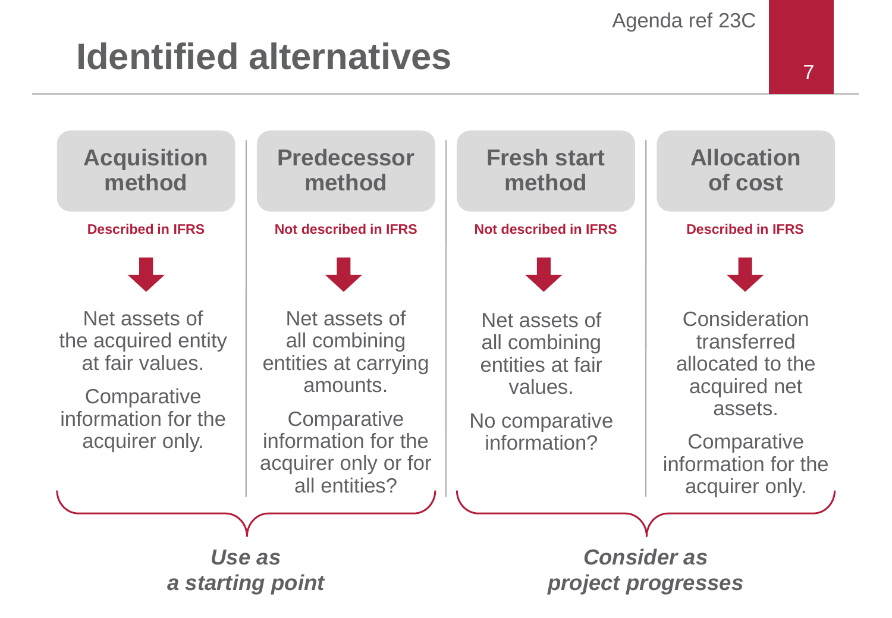# Identified alternatives

| Acquisition method | Predecessor method | Fresh start method | Allocation of cost |
|---|---|---|---|
| **Described in IFRS** | **Not described in IFRS** | **Not described in IFRS** | **Described in IFRS** |
| Net assets of the acquired entity at fair values. | Net assets of all combining entities at carrying amounts. | Net assets of all combining entities at fair values. | Consideration transferred allocated to the acquired net assets. |
| Comparative information for the acquirer only. | Comparative information for the acquirer only or for all entities? | No comparative information? | Comparative information for the acquirer only. |

Acquisition method and Predecessor method: ***Use as a starting point***

Fresh start method and Allocation of cost: ***Consider as project progresses***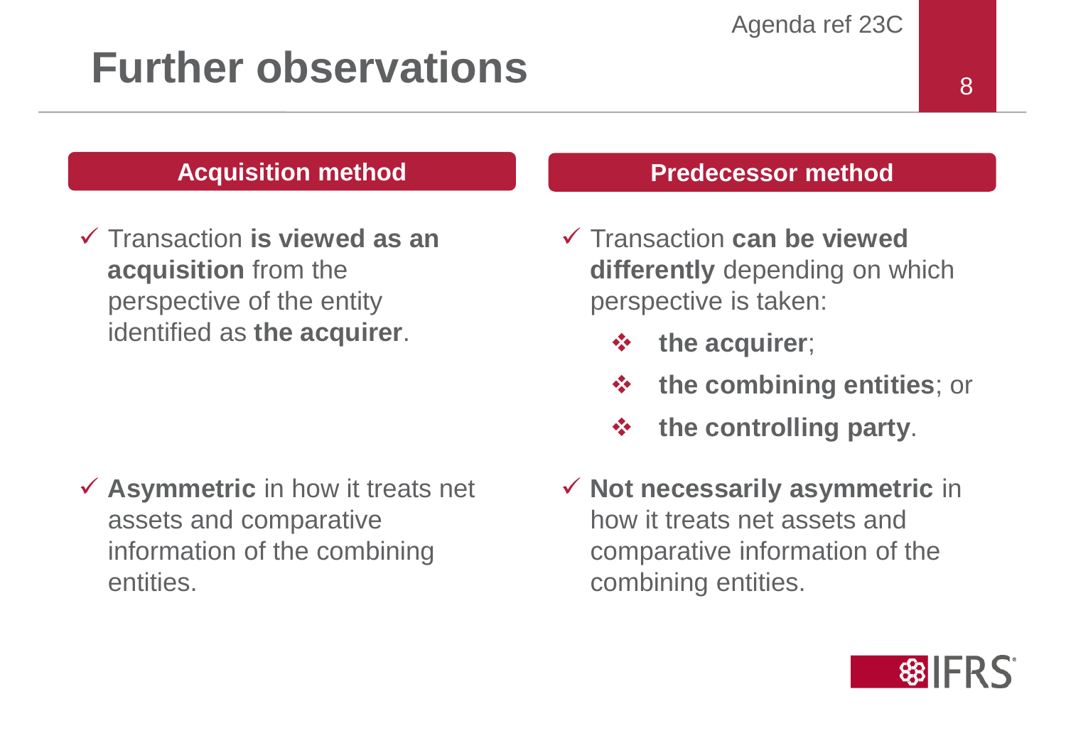# Further observations

## Acquisition method

- ✓ Transaction **is viewed as an acquisition** from the perspective of the entity identified as **the acquirer**.
- ✓ **Asymmetric** in how it treats net assets and comparative information of the combining entities.

## Predecessor method

- ✓ Transaction **can be viewed differently** depending on which perspective is taken:
  - ❖ **the acquirer**;
  - ❖ **the combining entities**; or
  - ❖ **the controlling party**.
- ✓ **Not necessarily asymmetric** in how it treats net assets and comparative information of the combining entities.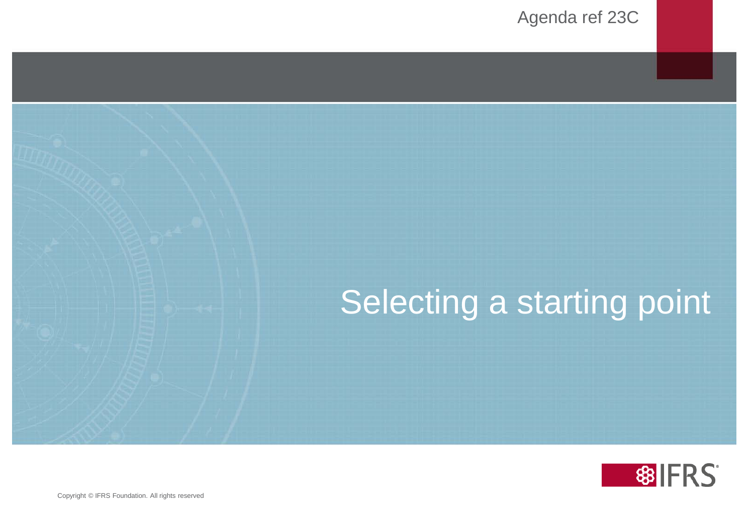# Selecting a starting point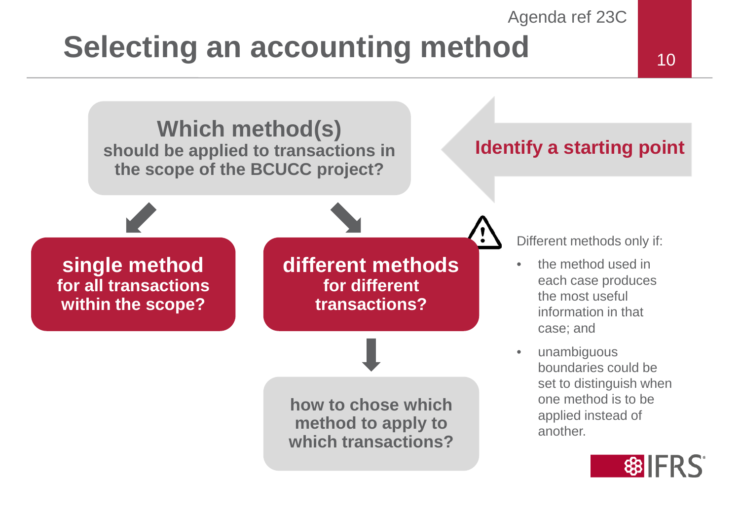# Selecting an accounting method

**Which method(s)** should be applied to transactions in the scope of the BCUCC project?

**Identify a starting point**

**single method** for all transactions within the scope?

**different methods** for different transactions?

**how to chose which method to apply to which transactions?**

Different methods only if:

- the method used in each case produces the most useful information in that case; and
- unambiguous boundaries could be set to distinguish when one method is to be applied instead of another.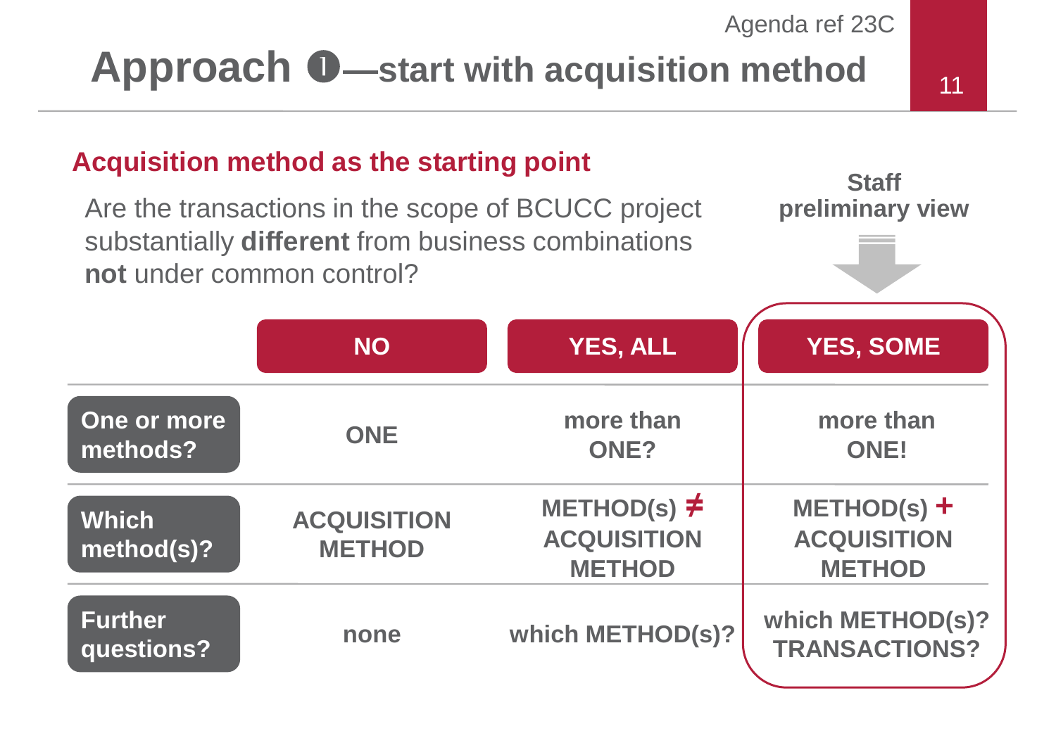# Approach ❶—start with acquisition method

## Acquisition method as the starting point

Are the transactions in the scope of BCUCC project substantially **different** from business combinations **not** under common control?

**Staff preliminary view** → YES, SOME

| | NO | YES, ALL | YES, SOME |
|---|---|---|---|
| **One or more methods?** | ONE | more than ONE? | more than ONE! |
| **Which method(s)?** | ACQUISITION METHOD | METHOD(s) ≠ ACQUISITION METHOD | METHOD(s) + ACQUISITION METHOD |
| **Further questions?** | none | which METHOD(s)? | which METHOD(s)? TRANSACTIONS? |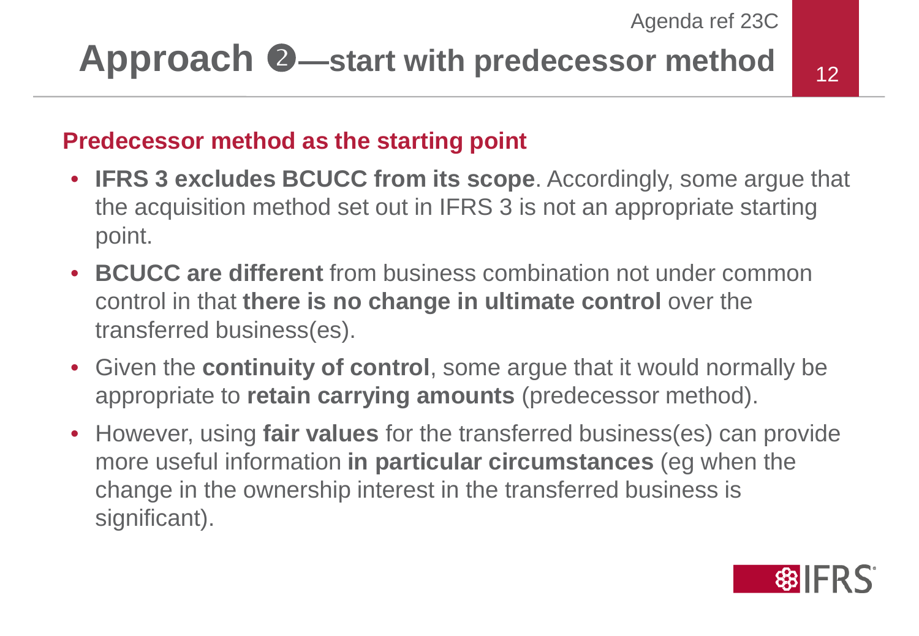# Approach ❷—start with predecessor method

## Predecessor method as the starting point

- **IFRS 3 excludes BCUCC from its scope**. Accordingly, some argue that the acquisition method set out in IFRS 3 is not an appropriate starting point.
- **BCUCC are different** from business combination not under common control in that **there is no change in ultimate control** over the transferred business(es).
- Given the **continuity of control**, some argue that it would normally be appropriate to **retain carrying amounts** (predecessor method).
- However, using **fair values** for the transferred business(es) can provide more useful information **in particular circumstances** (eg when the change in the ownership interest in the transferred business is significant).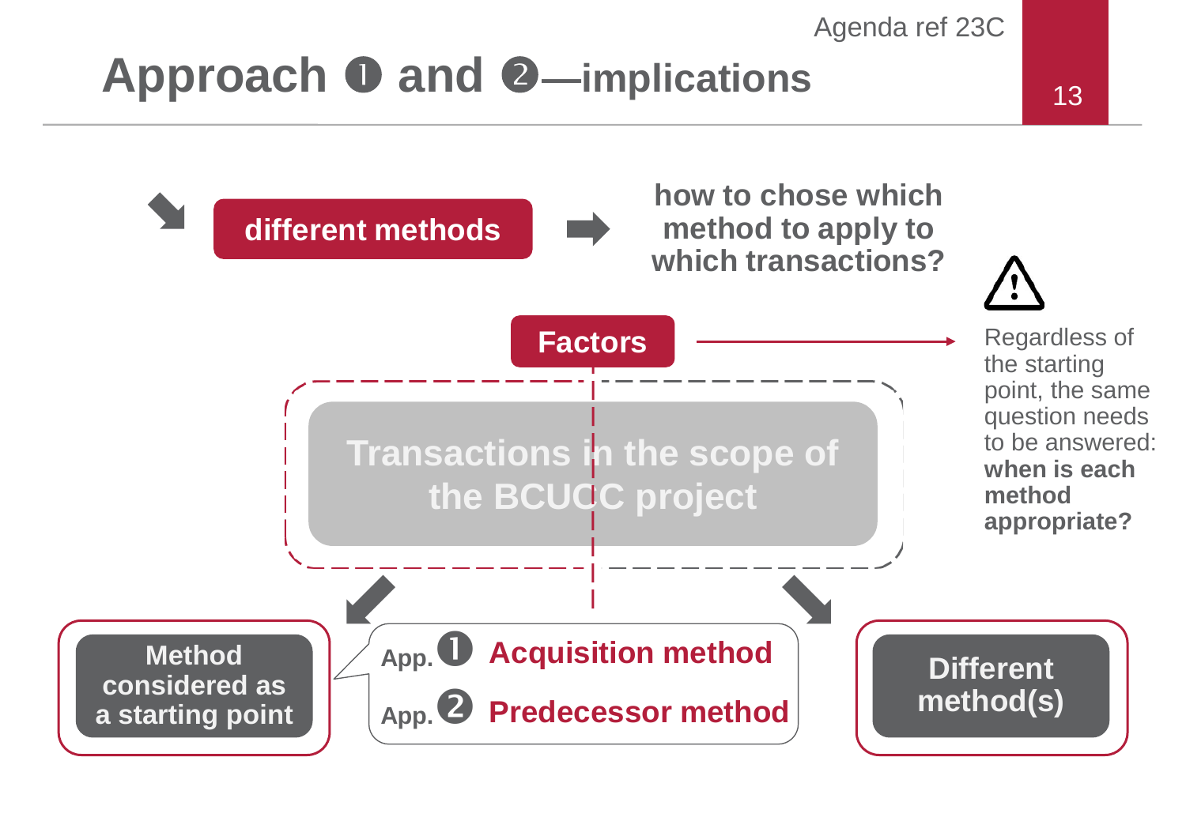Agenda ref 23C

# Approach ❶ and ❷—implications

**different methods** → **how to chose which method to apply to which transactions?**

**Factors**

Transactions in the scope of the BCUCC project

⚠ Regardless of the starting point, the same question needs to be answered: **when is each method appropriate?**

**Method considered as a starting point**

App. ❶ **Acquisition method**

App. ❷ **Predecessor method**

**Different method(s)**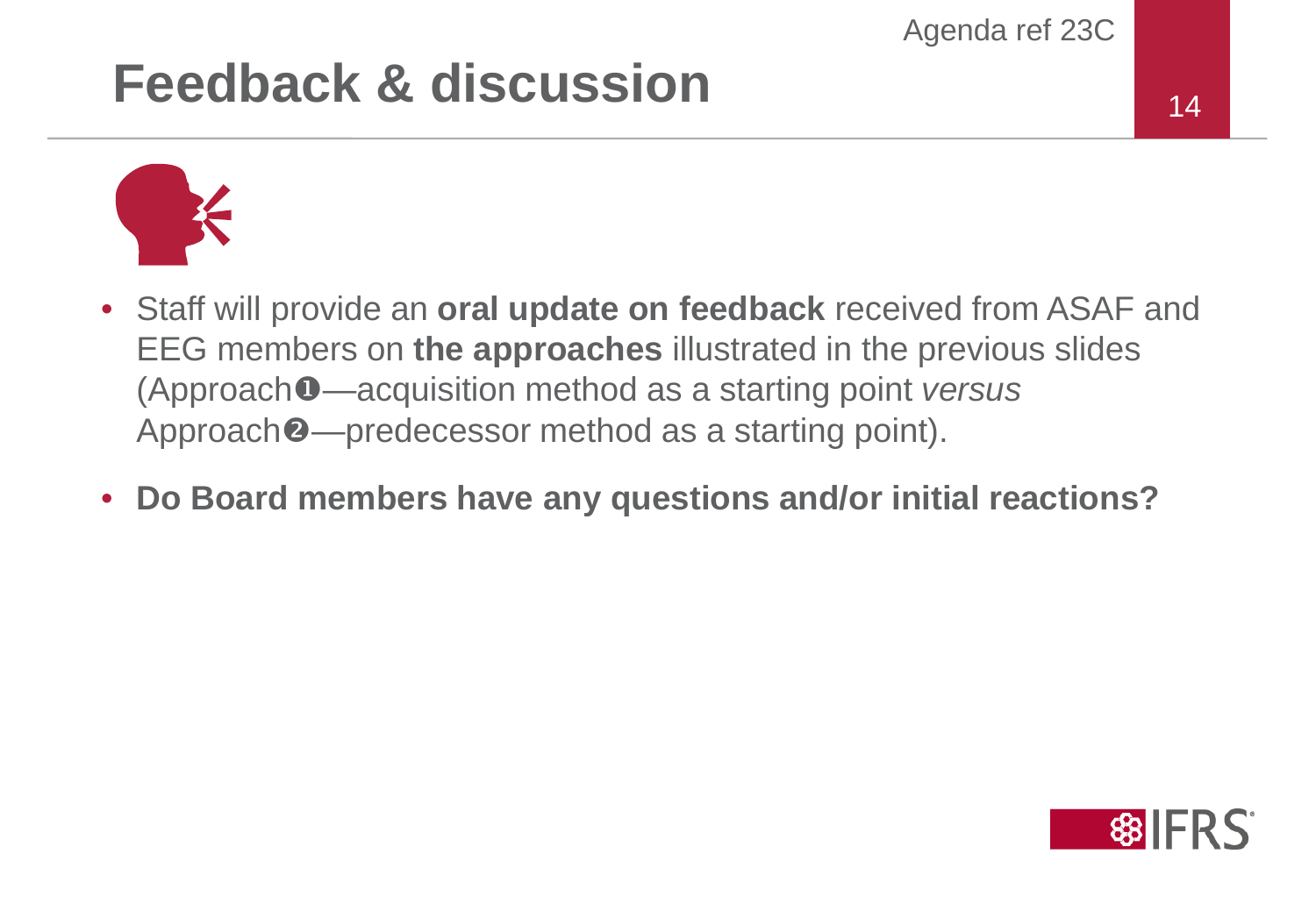# Feedback & discussion

- Staff will provide an **oral update on feedback** received from ASAF and EEG members on **the approaches** illustrated in the previous slides (Approach❶—acquisition method as a starting point *versus* Approach❷—predecessor method as a starting point).
- **Do Board members have any questions and/or initial reactions?**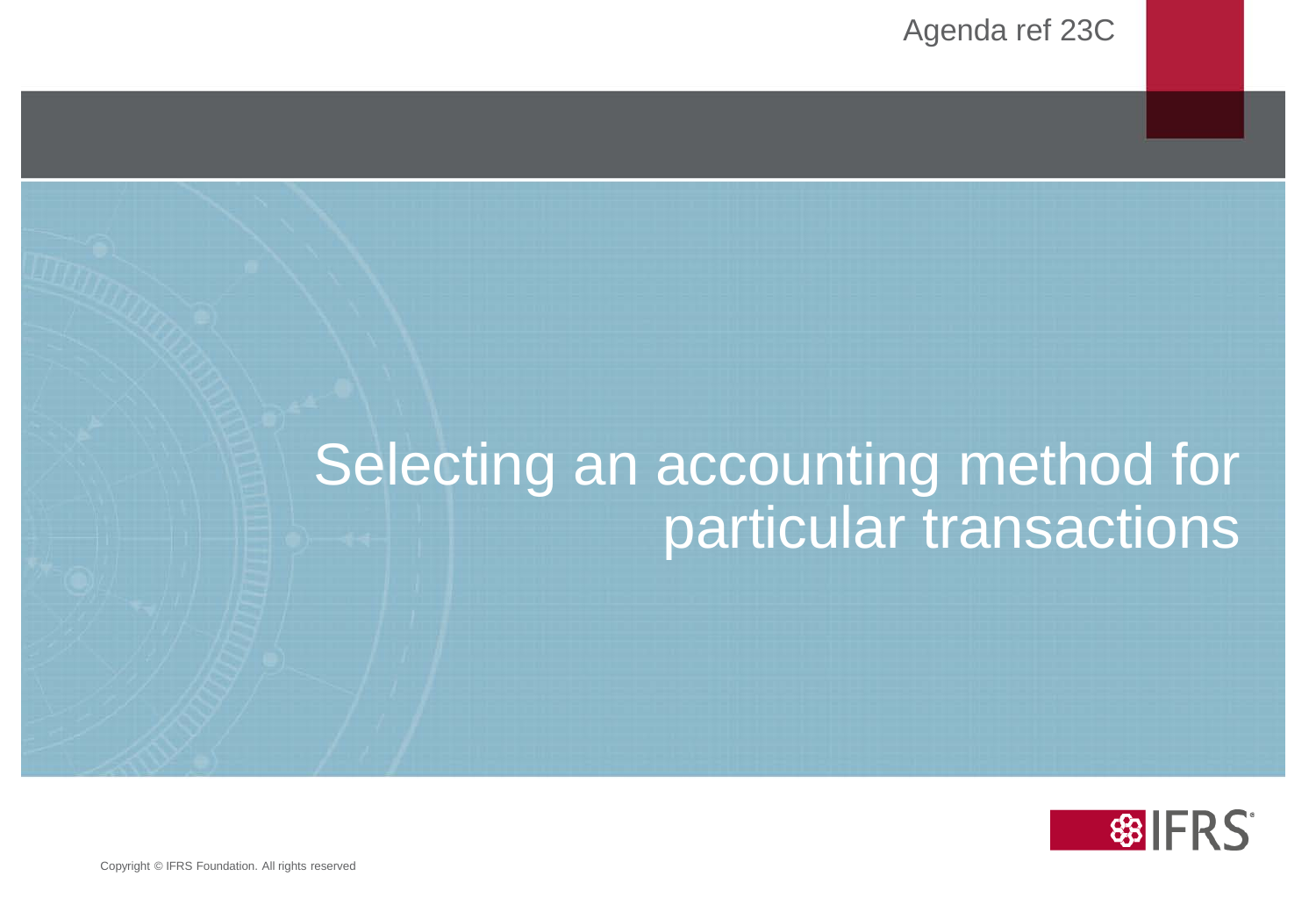Agenda ref 23C

# Selecting an accounting method for particular transactions

Copyright © IFRS Foundation. All rights reserved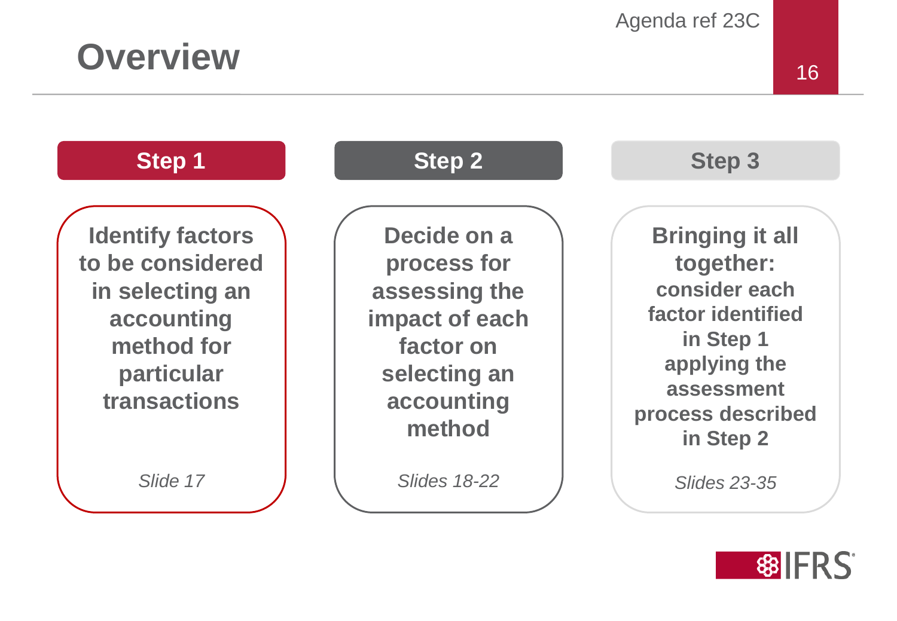Agenda ref 23C

# Overview

## Step 1

**Identify factors to be considered in selecting an accounting method for particular transactions**

*Slide 17*

## Step 2

**Decide on a process for assessing the impact of each factor on selecting an accounting method**

*Slides 18-22*

## Step 3

**Bringing it all together:** **consider each factor identified in Step 1 applying the assessment process described in Step 2**

*Slides 23-35*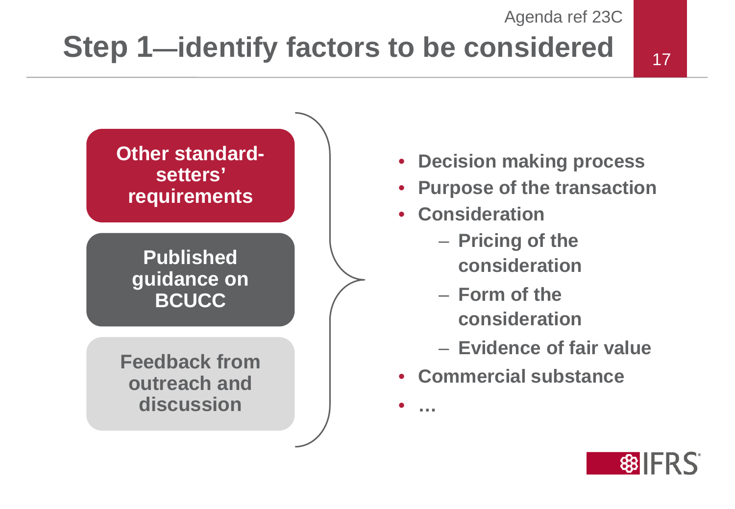# Step 1—identify factors to be considered

- Other standard-setters' requirements
- Published guidance on BCUCC
- Feedback from outreach and discussion

- Decision making process
- Purpose of the transaction
- Consideration
  - Pricing of the consideration
  - Form of the consideration
  - Evidence of fair value
- Commercial substance
- …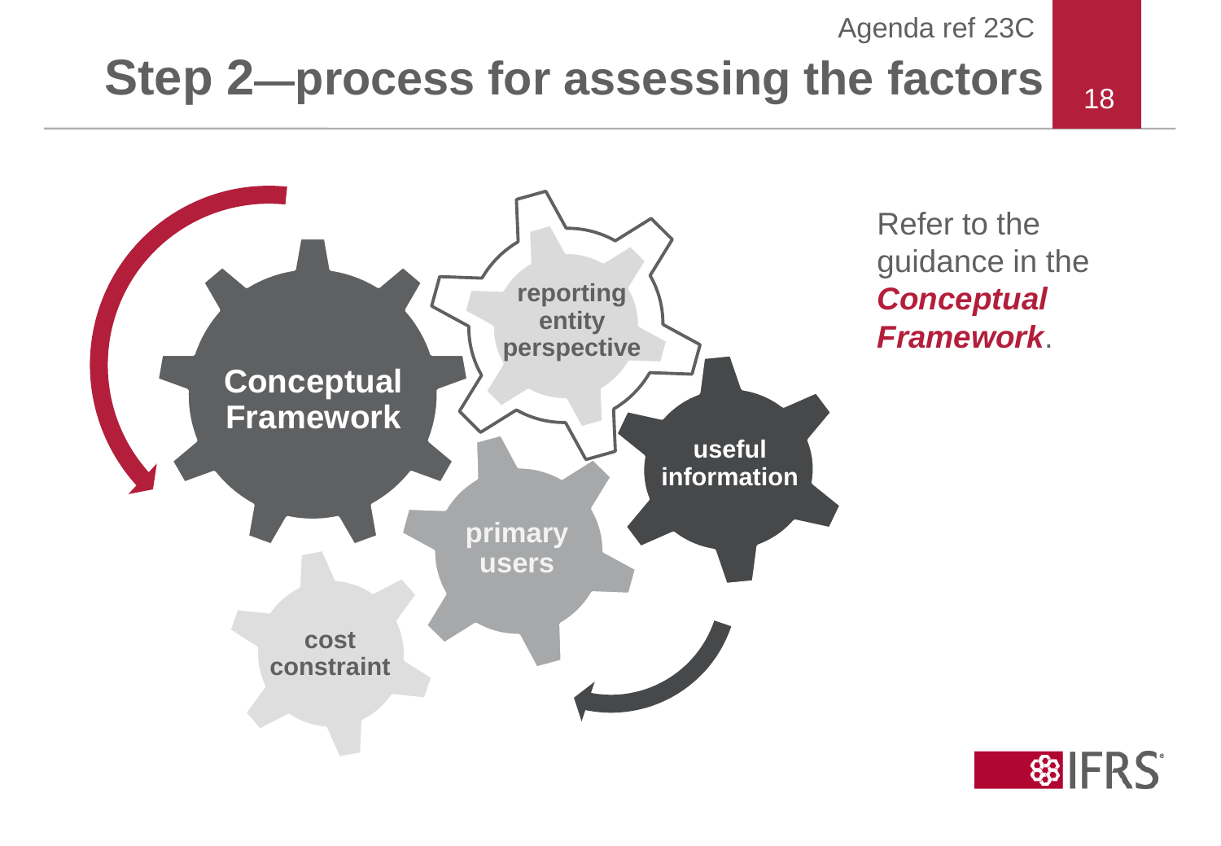# Step 2—process for assessing the factors

Conceptual Framework

reporting entity perspective

useful information

primary users

cost constraint

Refer to the guidance in the ***Conceptual Framework***.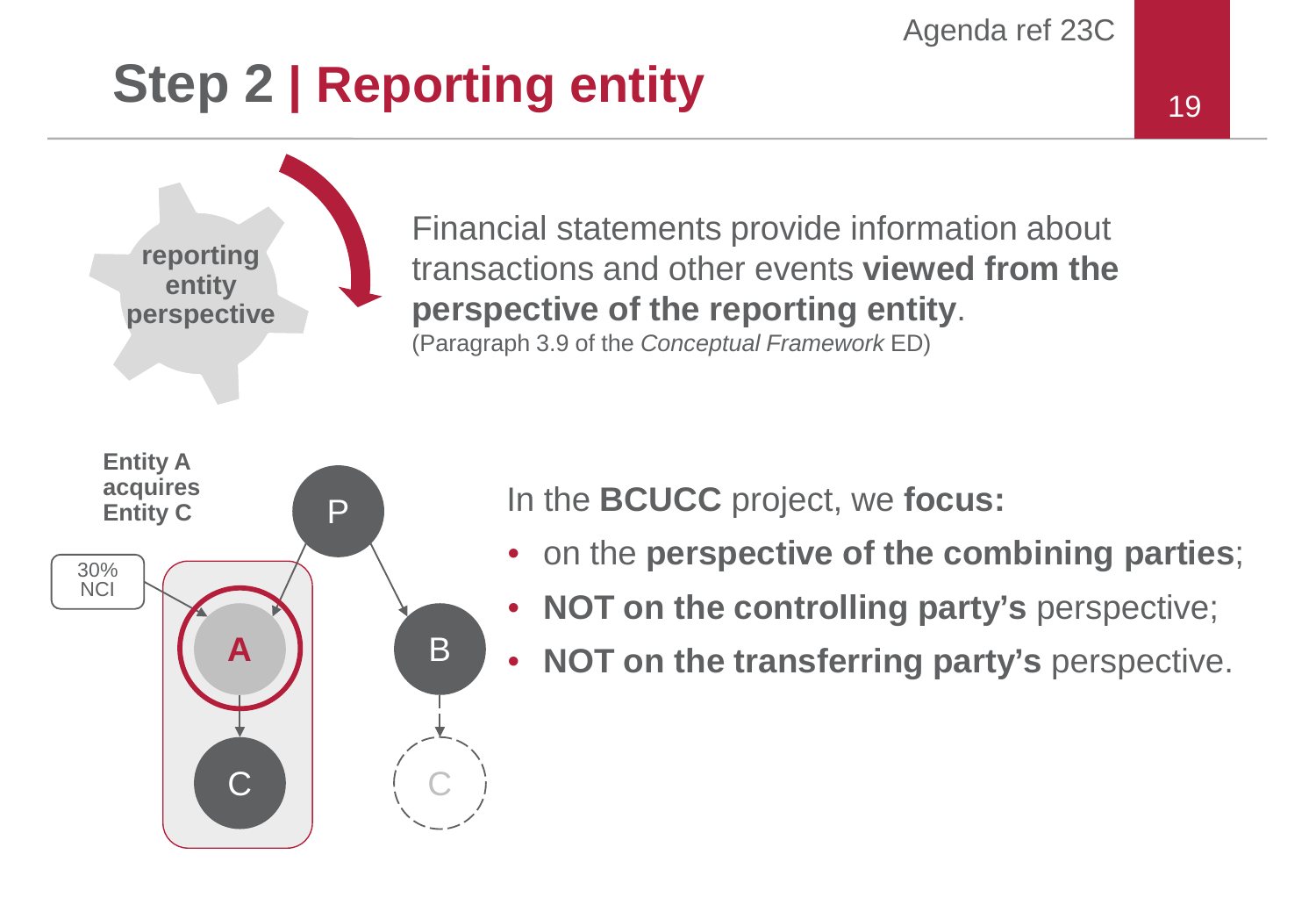# Step 2 | Reporting entity

reporting entity perspective

Financial statements provide information about transactions and other events **viewed from the perspective of the reporting entity**.
(Paragraph 3.9 of the *Conceptual Framework* ED)

Entity A acquires Entity C

30% NCI

P

A

B

C

C

In the **BCUCC** project, we **focus:**

- on the **perspective of the combining parties**;
- **NOT on the controlling party's** perspective;
- **NOT on the transferring party's** perspective.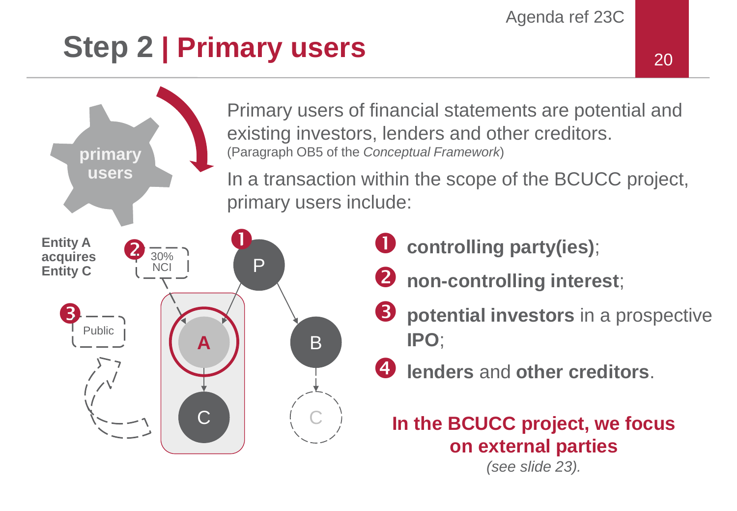# Step 2 | Primary users

primary users

Primary users of financial statements are potential and existing investors, lenders and other creditors.
(Paragraph OB5 of the *Conceptual Framework*)

In a transaction within the scope of the BCUCC project, primary users include:

**Entity A acquires Entity C**

1. **controlling party(ies)**;
2. **non-controlling interest**;
3. **potential investors** in a prospective **IPO**;
4. **lenders** and **other creditors**.

**In the BCUCC project, we focus on external parties**
*(see slide 23).*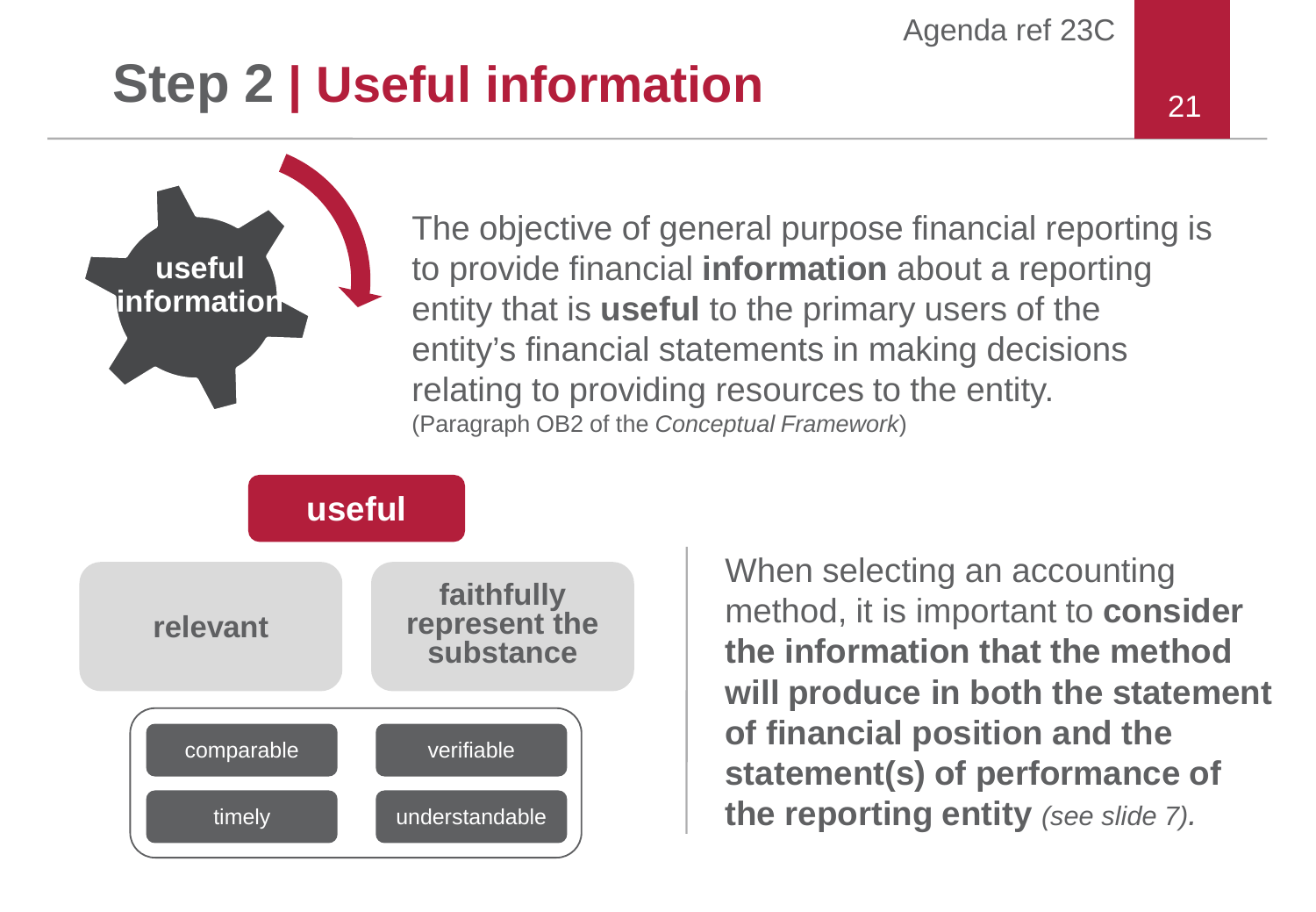# Step 2 | Useful information

useful information

The objective of general purpose financial reporting is to provide financial **information** about a reporting entity that is **useful** to the primary users of the entity's financial statements in making decisions relating to providing resources to the entity.
(Paragraph OB2 of the *Conceptual Framework*)

**useful**

- **relevant**
- **faithfully represent the substance**

- comparable
- verifiable
- timely
- understandable

When selecting an accounting method, it is important to **consider the information that the method will produce in both the statement of financial position and the statement(s) of performance of the reporting entity** *(see slide 7).*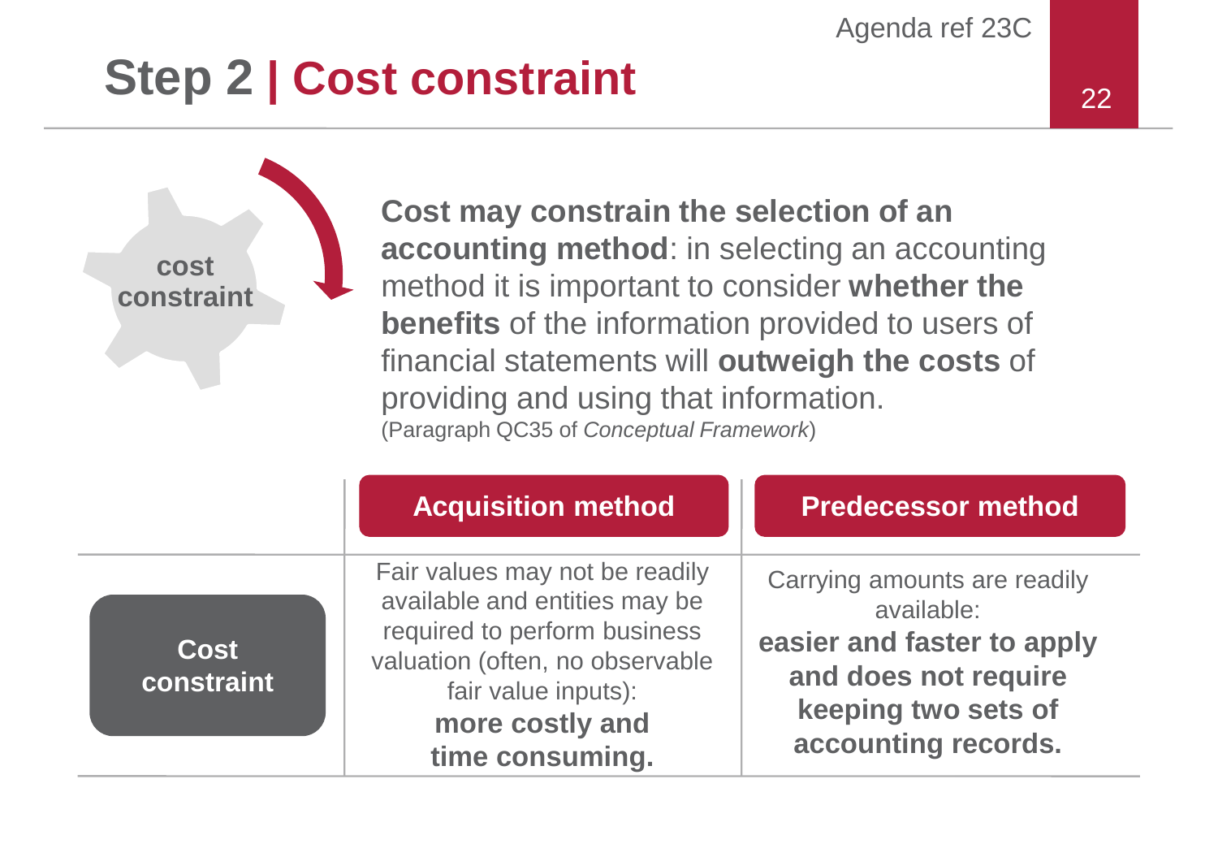# Step 2 | Cost constraint

cost constraint

**Cost may constrain the selection of an accounting method**: in selecting an accounting method it is important to consider **whether the benefits** of the information provided to users of financial statements will **outweigh the costs** of providing and using that information.
(Paragraph QC35 of *Conceptual Framework*)

| | Acquisition method | Predecessor method |
|---|---|---|
| **Cost constraint** | Fair values may not be readily available and entities may be required to perform business valuation (often, no observable fair value inputs): **more costly and time consuming.** | Carrying amounts are readily available: **easier and faster to apply and does not require keeping two sets of accounting records.** |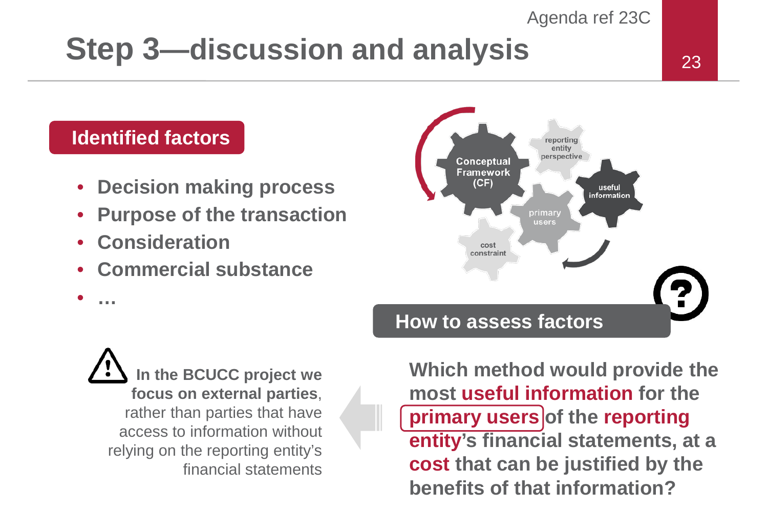# Step 3—discussion and analysis

## Identified factors

- **Decision making process**
- **Purpose of the transaction**
- **Consideration**
- **Commercial substance**
- **…**

**In the BCUCC project we focus on external parties**, rather than parties that have access to information without relying on the reporting entity's financial statements

Conceptual Framework (CF)

reporting entity perspective

useful information

primary users

cost constraint

## How to assess factors

**Which method would provide the most useful information for the primary users of the reporting entity's financial statements, at a cost that can be justified by the benefits of that information?**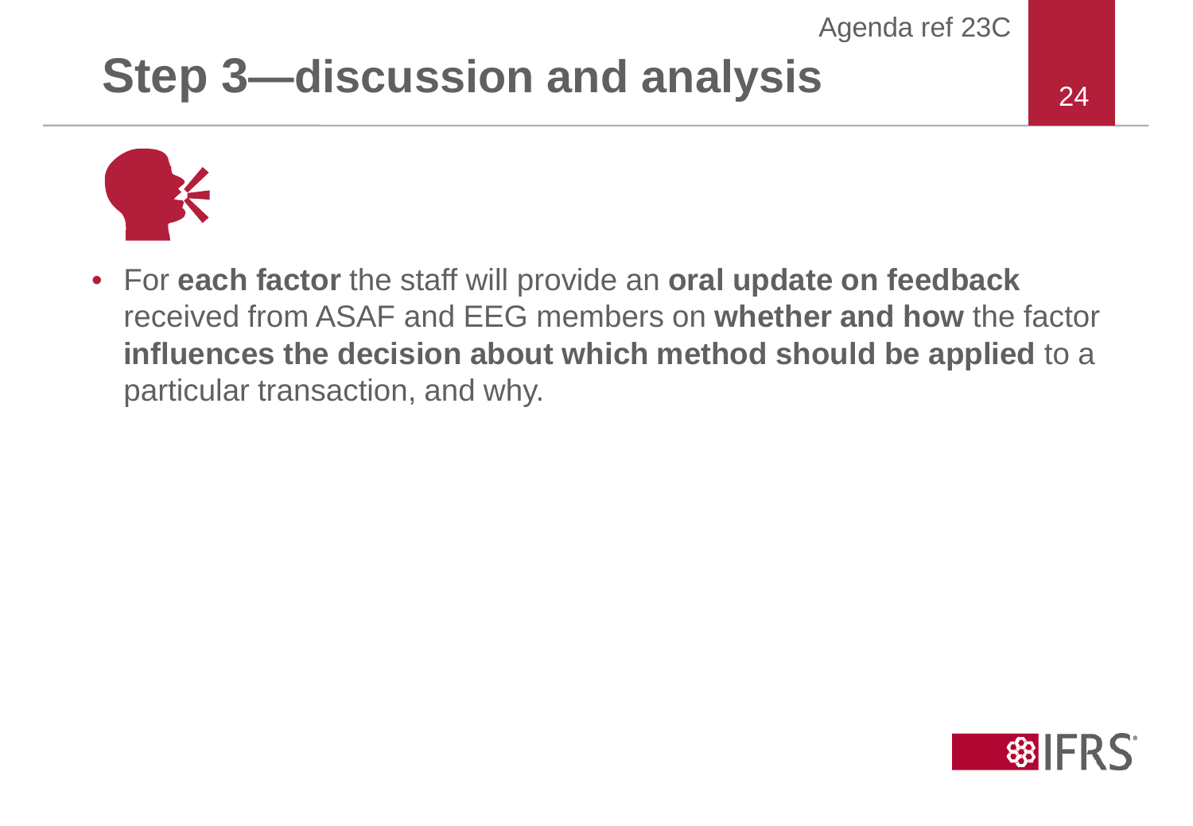# Step 3—discussion and analysis

- For **each factor** the staff will provide an **oral update on feedback** received from ASAF and EEG members on **whether and how** the factor **influences the decision about which method should be applied** to a particular transaction, and why.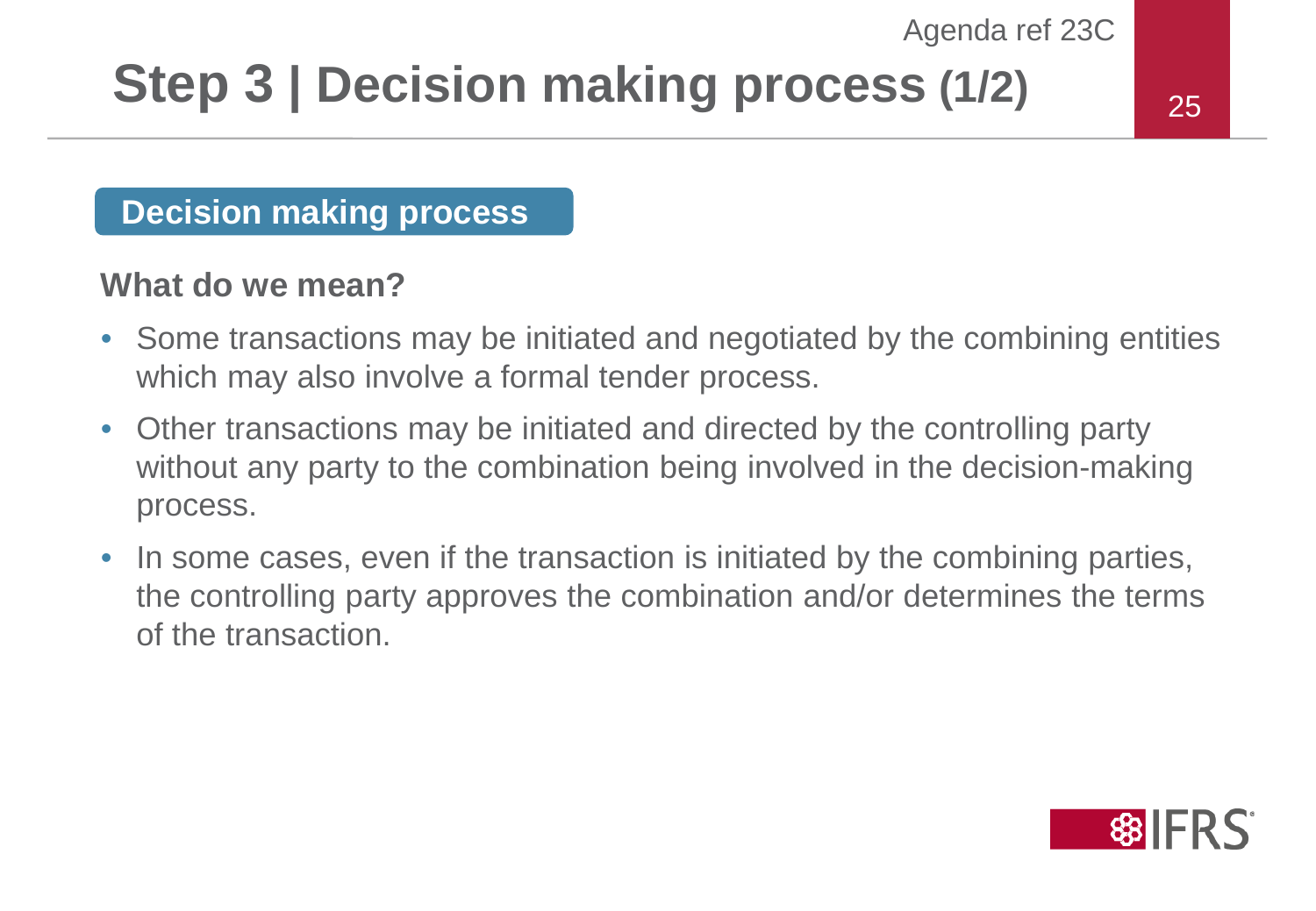# Step 3 | Decision making process (1/2)

## Decision making process

**What do we mean?**

- Some transactions may be initiated and negotiated by the combining entities which may also involve a formal tender process.
- Other transactions may be initiated and directed by the controlling party without any party to the combination being involved in the decision-making process.
- In some cases, even if the transaction is initiated by the combining parties, the controlling party approves the combination and/or determines the terms of the transaction.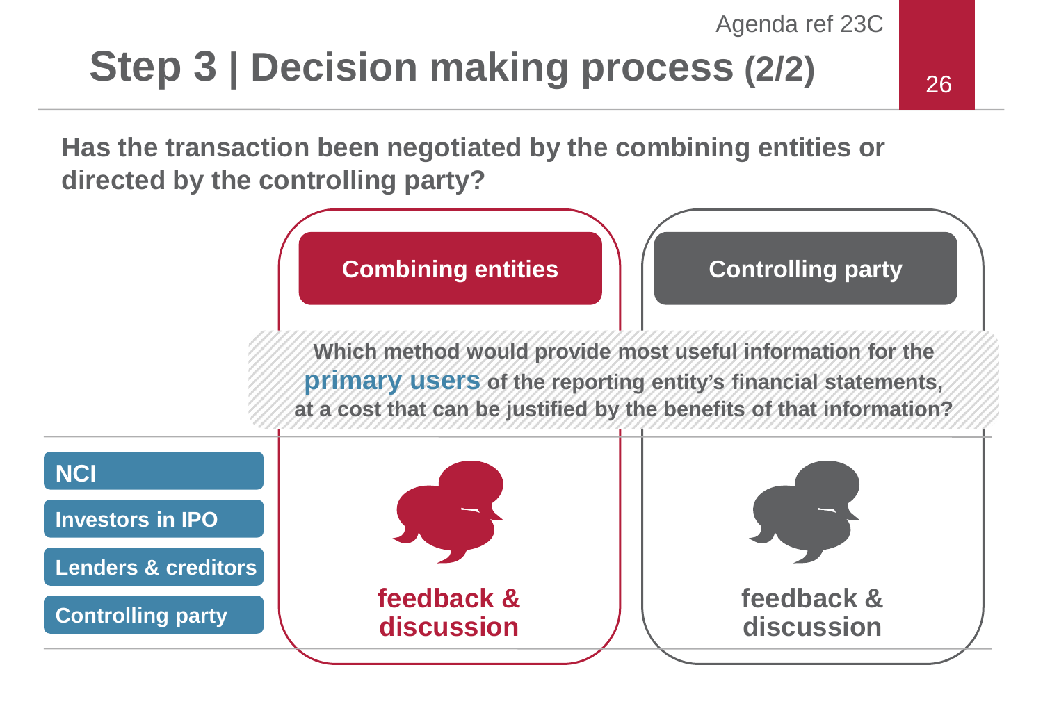# Step 3 | Decision making process (2/2)

**Has the transaction been negotiated by the combining entities or directed by the controlling party?**

| | **Combining entities** | **Controlling party** |
|---|---|---|
| | **Which method would provide most useful information for the primary users of the reporting entity's financial statements, at a cost that can be justified by the benefits of that information?** | |
| **NCI**<br>**Investors in IPO**<br>**Lenders & creditors**<br>**Controlling party** | **feedback & discussion** | **feedback & discussion** |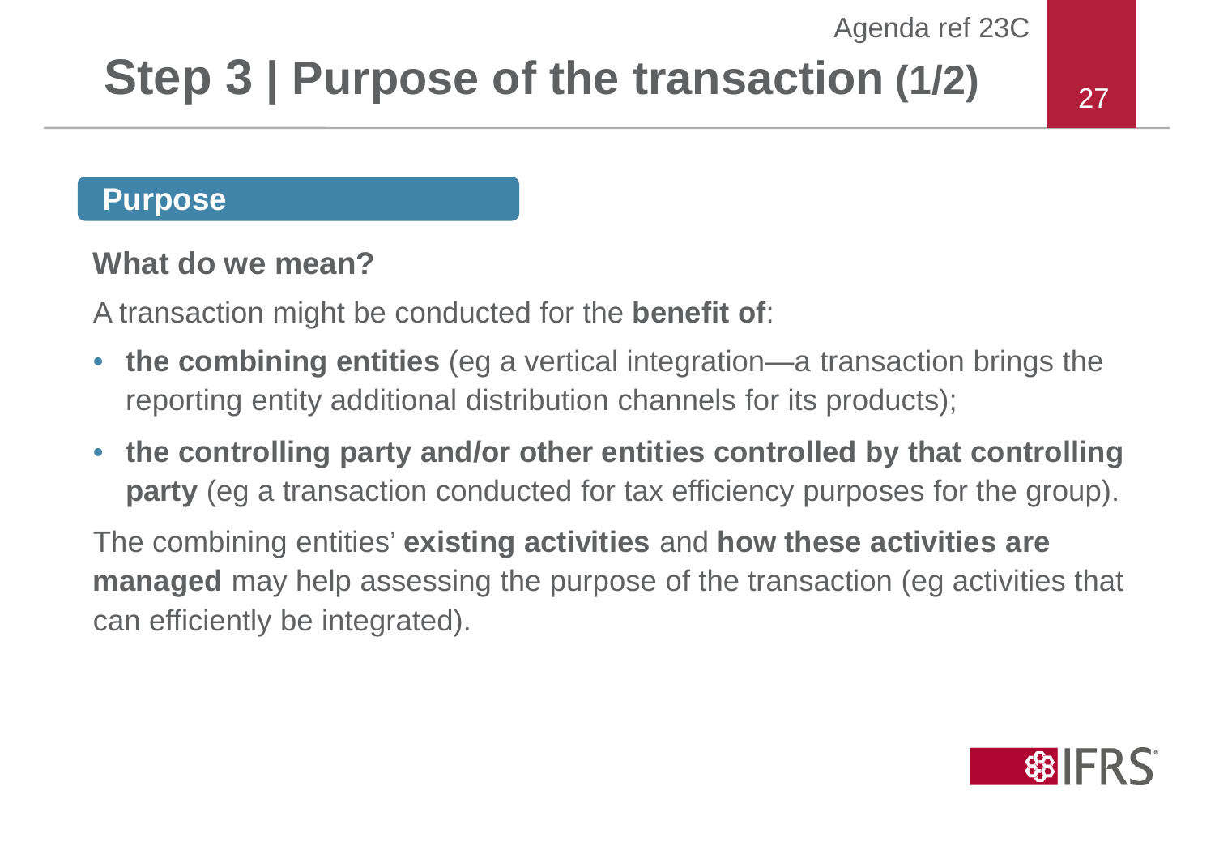# Step 3 | Purpose of the transaction (1/2)

## Purpose

### What do we mean?

A transaction might be conducted for the **benefit of**:

- **the combining entities** (eg a vertical integration—a transaction brings the reporting entity additional distribution channels for its products);
- **the controlling party and/or other entities controlled by that controlling party** (eg a transaction conducted for tax efficiency purposes for the group).

The combining entities' **existing activities** and **how these activities are managed** may help assessing the purpose of the transaction (eg activities that can efficiently be integrated).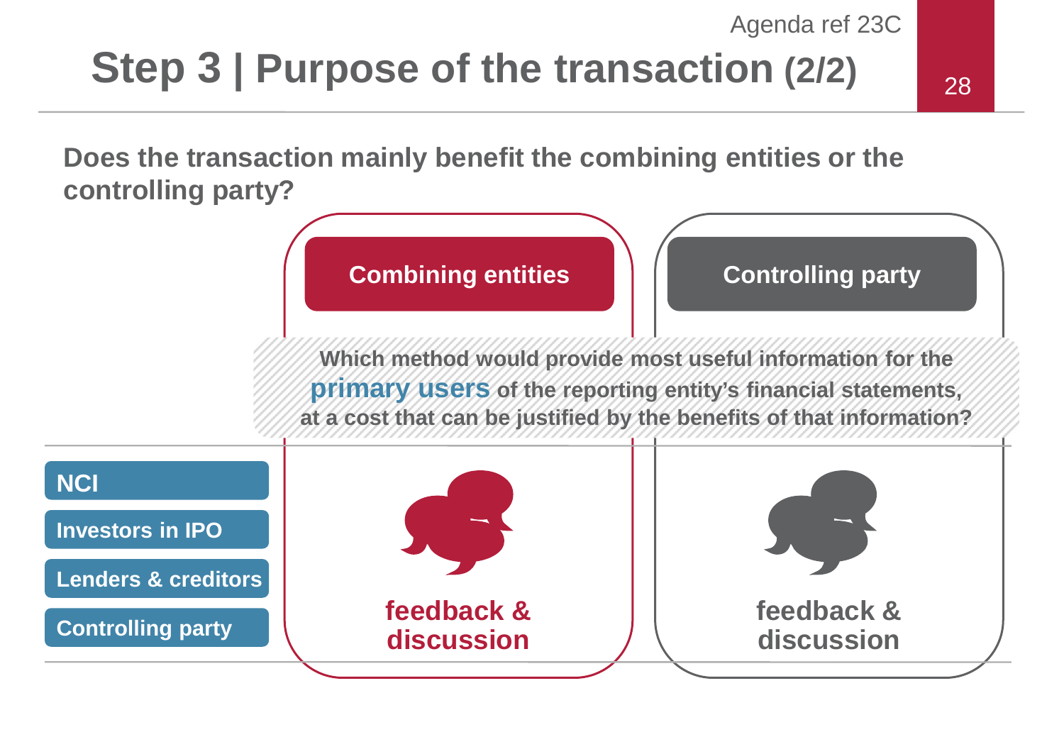# Step 3 | Purpose of the transaction (2/2)

**Does the transaction mainly benefit the combining entities or the controlling party?**

| | Combining entities | Controlling party |
|---|---|---|
| | feedback & discussion | feedback & discussion |

**Which method would provide most useful information for the primary users of the reporting entity's financial statements, at a cost that can be justified by the benefits of that information?**

- NCI
- Investors in IPO
- Lenders & creditors
- Controlling party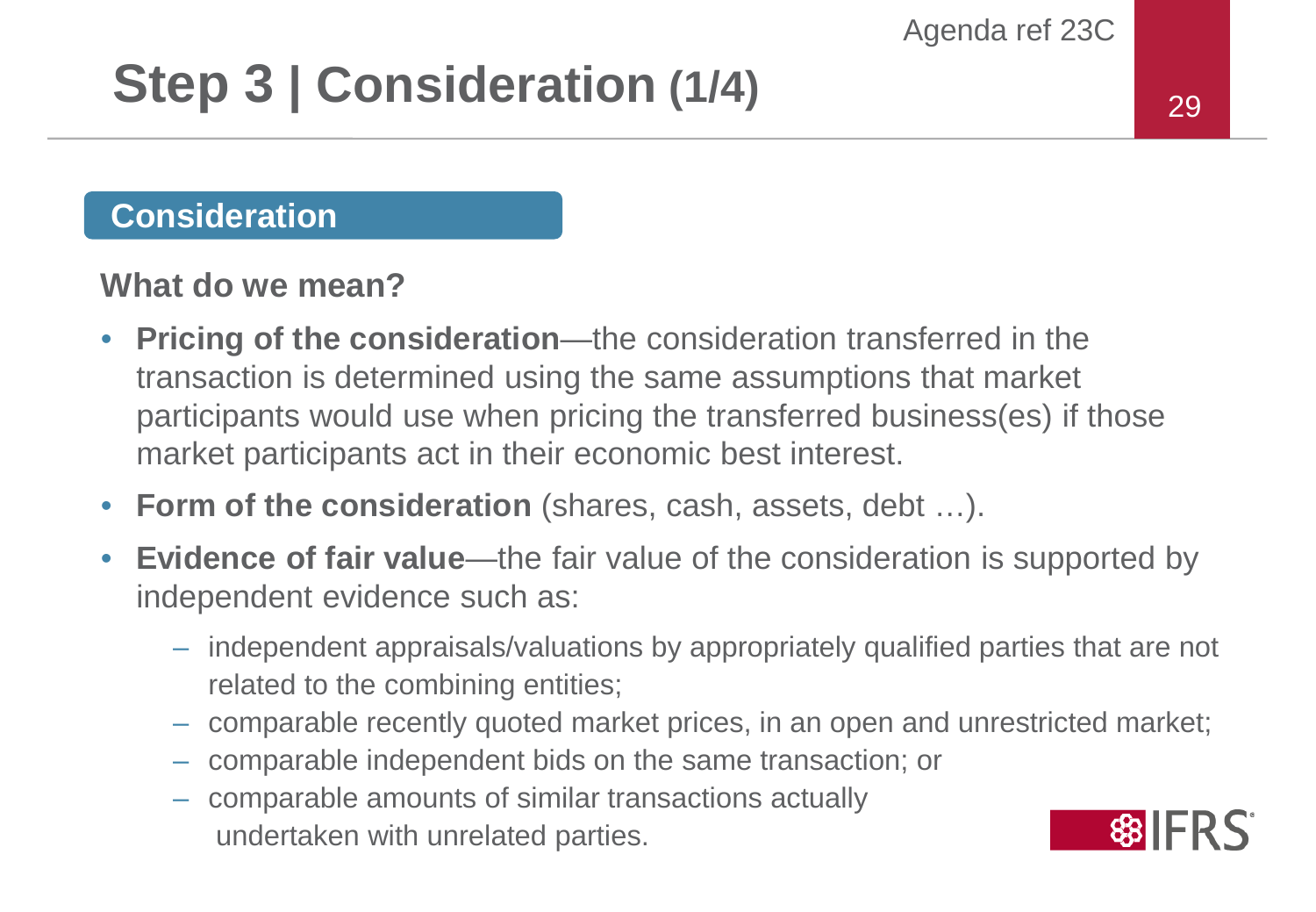# Step 3 | Consideration (1/4)

## Consideration

### What do we mean?

- **Pricing of the consideration**—the consideration transferred in the transaction is determined using the same assumptions that market participants would use when pricing the transferred business(es) if those market participants act in their economic best interest.
- **Form of the consideration** (shares, cash, assets, debt …).
- **Evidence of fair value**—the fair value of the consideration is supported by independent evidence such as:
  - independent appraisals/valuations by appropriately qualified parties that are not related to the combining entities;
  - comparable recently quoted market prices, in an open and unrestricted market;
  - comparable independent bids on the same transaction; or
  - comparable amounts of similar transactions actually undertaken with unrelated parties.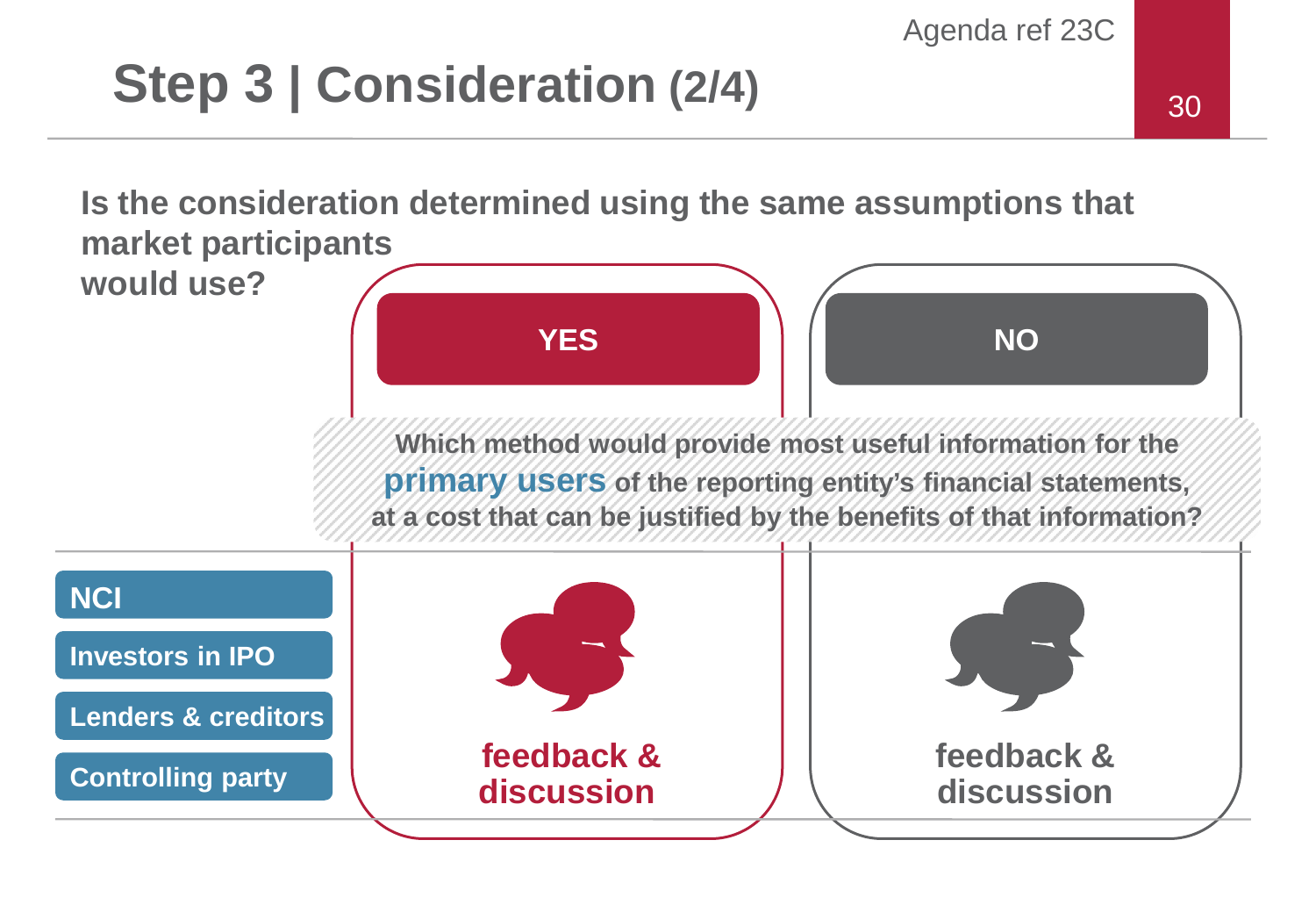# Step 3 | Consideration (2/4)

**Is the consideration determined using the same assumptions that market participants would use?**

| | YES | NO |
|---|---|---|
| | **Which method would provide most useful information for the primary users of the reporting entity's financial statements, at a cost that can be justified by the benefits of that information?** | |
| **NCI** | feedback & discussion | feedback & discussion |
| **Investors in IPO** | | |
| **Lenders & creditors** | | |
| **Controlling party** | | |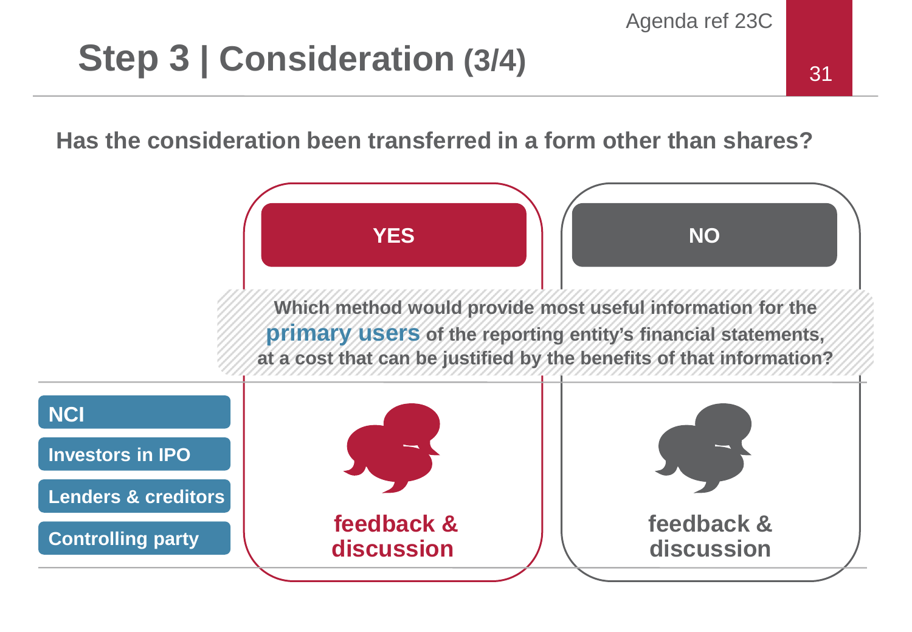# Step 3 | Consideration (3/4)

**Has the consideration been transferred in a form other than shares?**

| | YES | NO |
|---|---|---|
| | **Which method would provide most useful information for the primary users of the reporting entity's financial statements, at a cost that can be justified by the benefits of that information?** | |
| **NCI**<br>**Investors in IPO**<br>**Lenders & creditors**<br>**Controlling party** | **feedback & discussion** | **feedback & discussion** |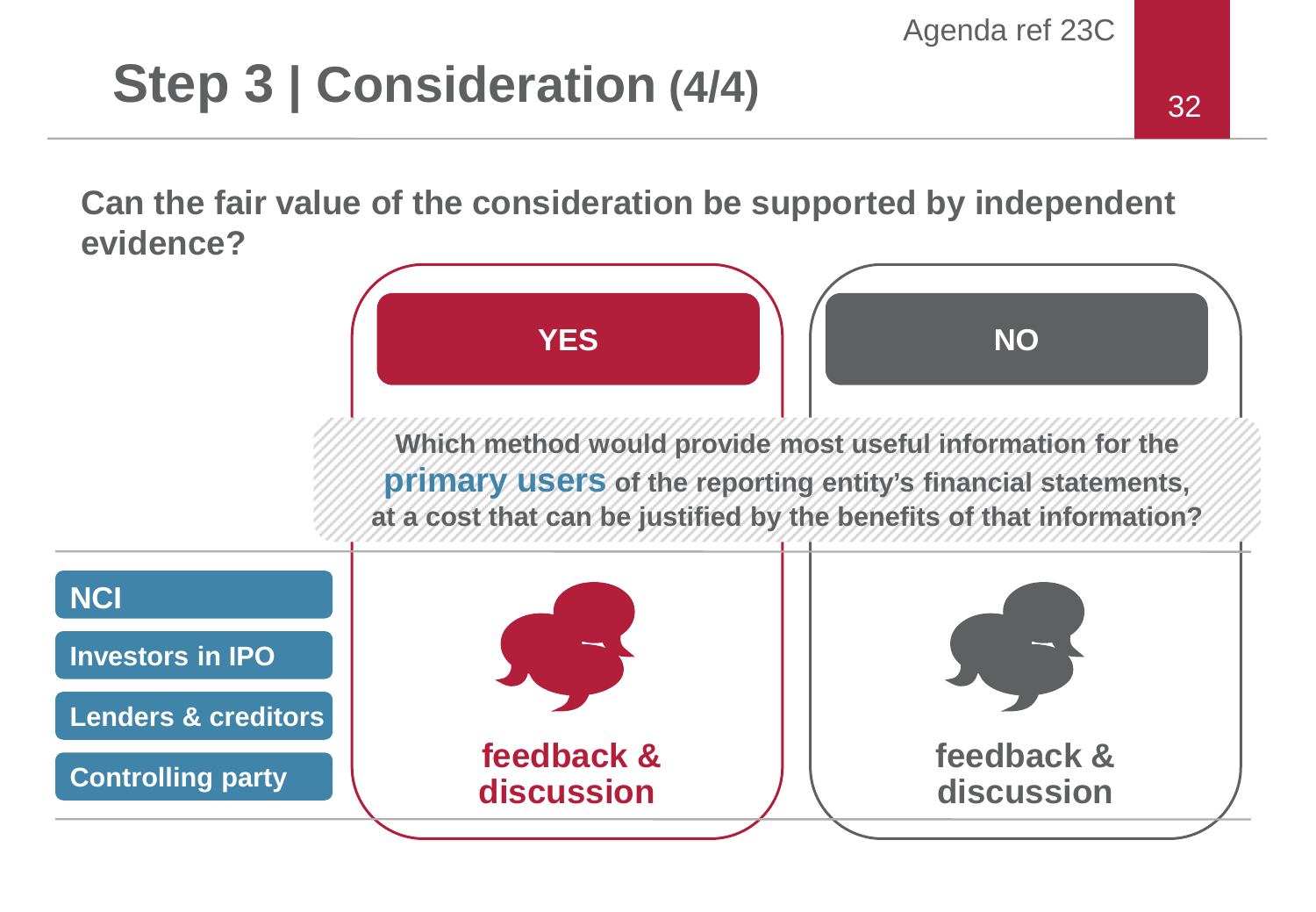# Step 3 | Consideration (4/4)

**Can the fair value of the consideration be supported by independent evidence?**

| | YES | NO |
|---|---|---|
| **NCI** / **Investors in IPO** / **Lenders & creditors** / **Controlling party** | feedback & discussion | feedback & discussion |

**Which method would provide most useful information for the primary users of the reporting entity's financial statements, at a cost that can be justified by the benefits of that information?**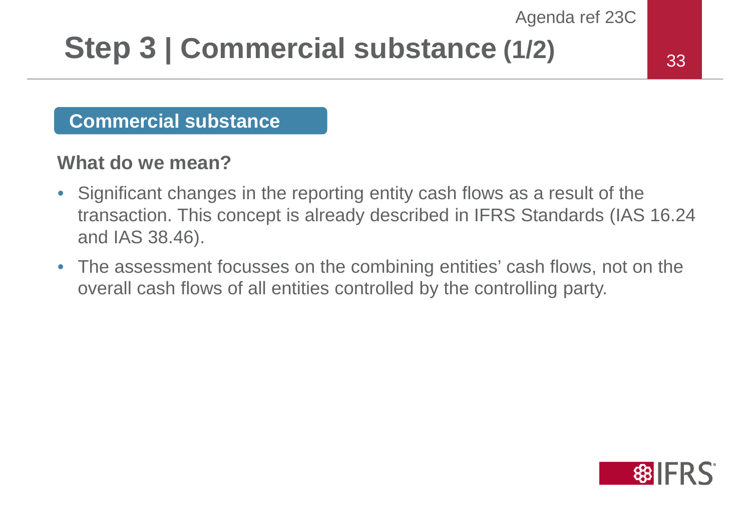# Step 3 | Commercial substance (1/2)

## Commercial substance

**What do we mean?**

- Significant changes in the reporting entity cash flows as a result of the transaction. This concept is already described in IFRS Standards (IAS 16.24 and IAS 38.46).
- The assessment focusses on the combining entities' cash flows, not on the overall cash flows of all entities controlled by the controlling party.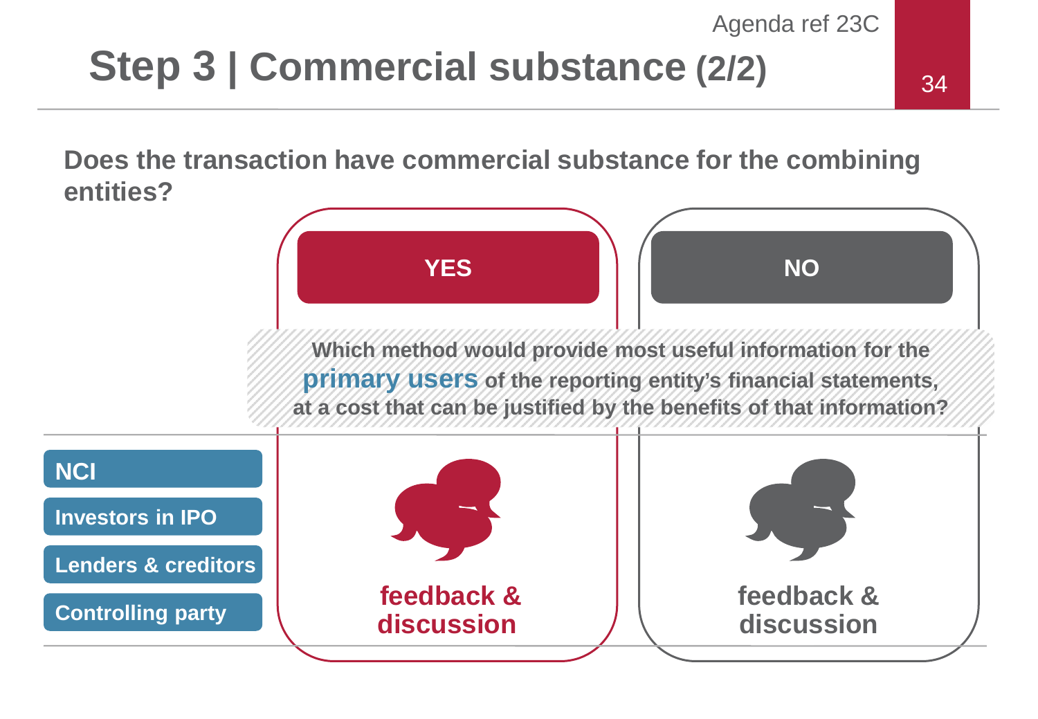# Step 3 | Commercial substance (2/2)

**Does the transaction have commercial substance for the combining entities?**

| | YES | NO |
|---|---|---|
| | **Which method would provide most useful information for the primary users of the reporting entity's financial statements, at a cost that can be justified by the benefits of that information?** | |
| **NCI**<br>**Investors in IPO**<br>**Lenders & creditors**<br>**Controlling party** | **feedback & discussion** | **feedback & discussion** |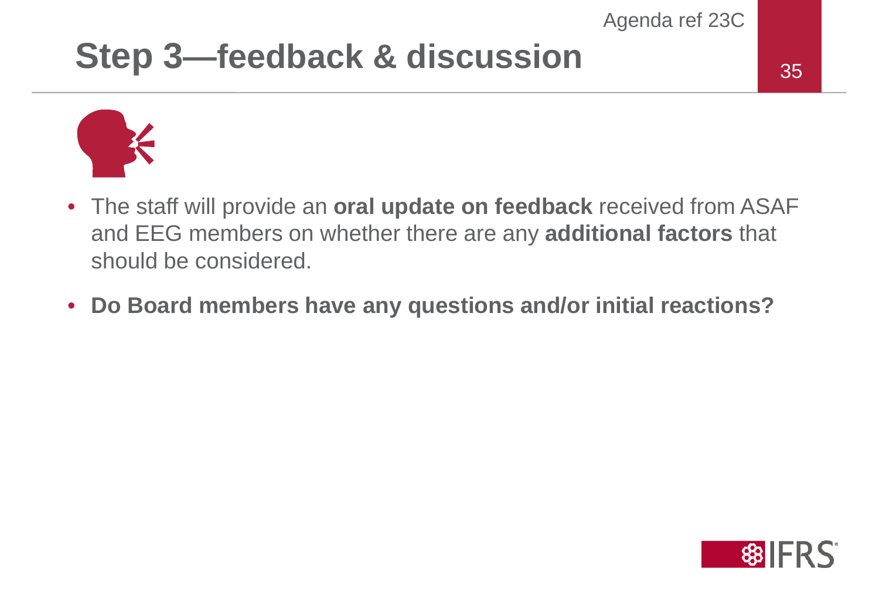# Step 3—feedback & discussion

- The staff will provide an **oral update on feedback** received from ASAF and EEG members on whether there are any **additional factors** that should be considered.
- **Do Board members have any questions and/or initial reactions?**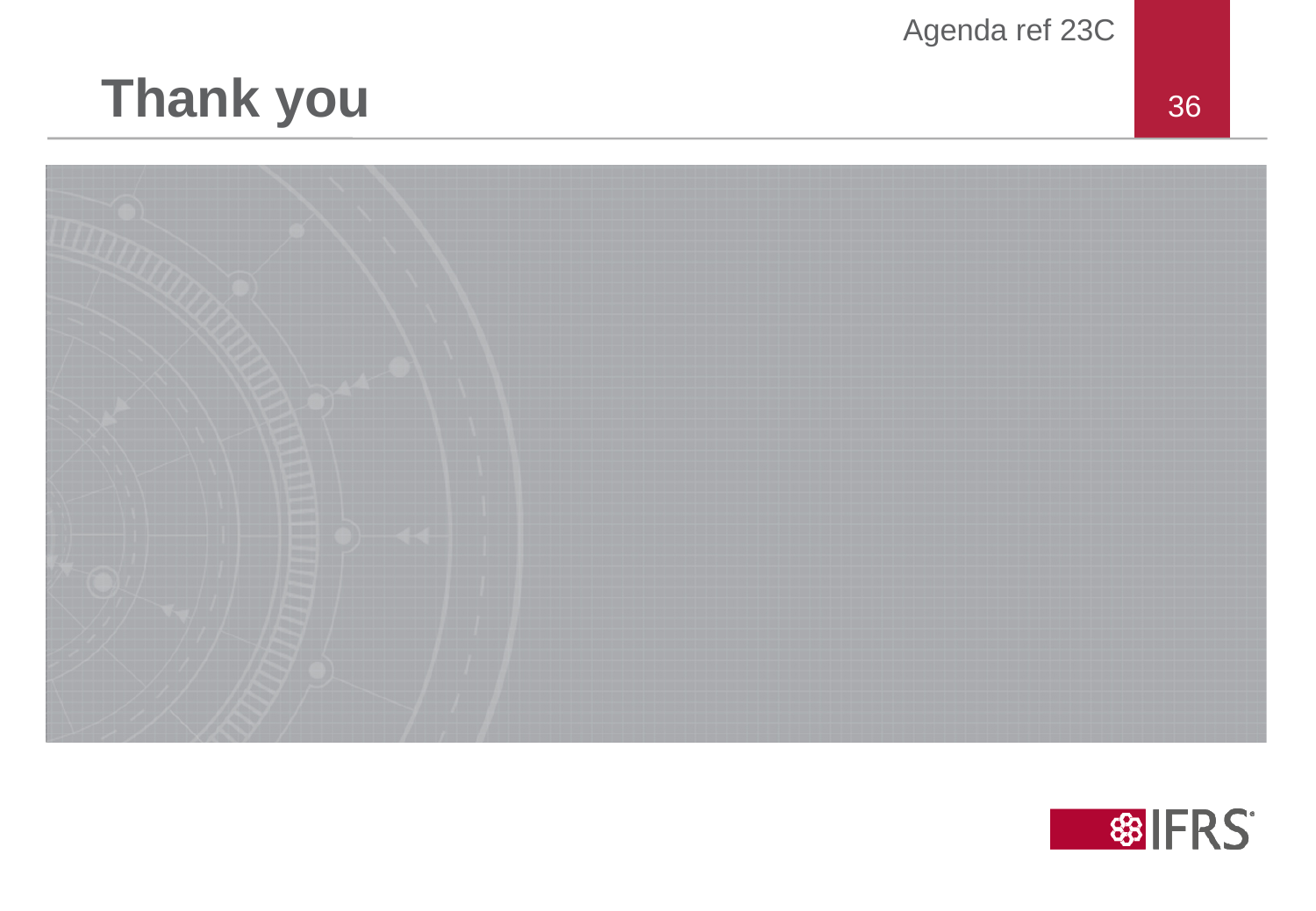# Thank you